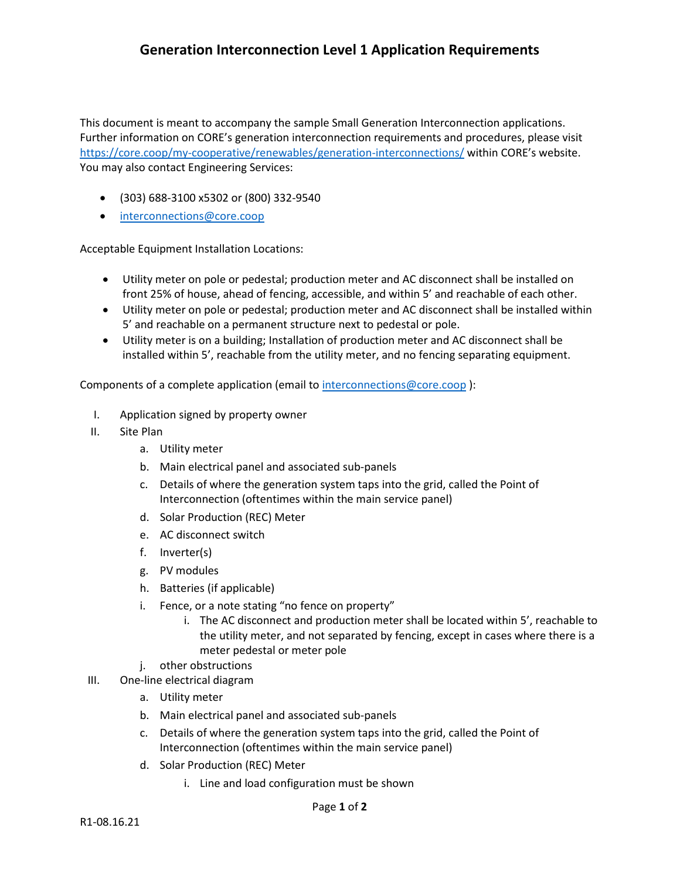# Generation Interconnection Level 1 Application Requirements

This document is meant to accompany the sample Small Generation Interconnection applications. Further information on CORE's generation interconnection requirements and procedures, please visit https://core.coop/my-cooperative/renewables/generation-interconnections/ within CORE's website. You may also contact Engineering Services:

- (303) 688-3100 x5302 or (800) 332-9540
- interconnections@core.coop

Acceptable Equipment Installation Locations:

- Utility meter on pole or pedestal; production meter and AC disconnect shall be installed on front 25% of house, ahead of fencing, accessible, and within 5' and reachable of each other.
- Utility meter on pole or pedestal; production meter and AC disconnect shall be installed within 5' and reachable on a permanent structure next to pedestal or pole.
- Utility meter is on a building; Installation of production meter and AC disconnect shall be installed within 5', reachable from the utility meter, and no fencing separating equipment.

Components of a complete application (email to interconnections@core.coop ):

I. Application signed by property owner
II. Site Plan
    a. Utility meter
    b. Main electrical panel and associated sub-panels
    c. Details of where the generation system taps into the grid, called the Point of Interconnection (oftentimes within the main service panel)
    d. Solar Production (REC) Meter
    e. AC disconnect switch
    f. Inverter(s)
    g. PV modules
    h. Batteries (if applicable)
    i. Fence, or a note stating "no fence on property"
        i. The AC disconnect and production meter shall be located within 5', reachable to the utility meter, and not separated by fencing, except in cases where there is a meter pedestal or meter pole
    j. other obstructions
III. One-line electrical diagram
    a. Utility meter
    b. Main electrical panel and associated sub-panels
    c. Details of where the generation system taps into the grid, called the Point of Interconnection (oftentimes within the main service panel)
    d. Solar Production (REC) Meter
        i. Line and load configuration must be shown

R1-08.16.21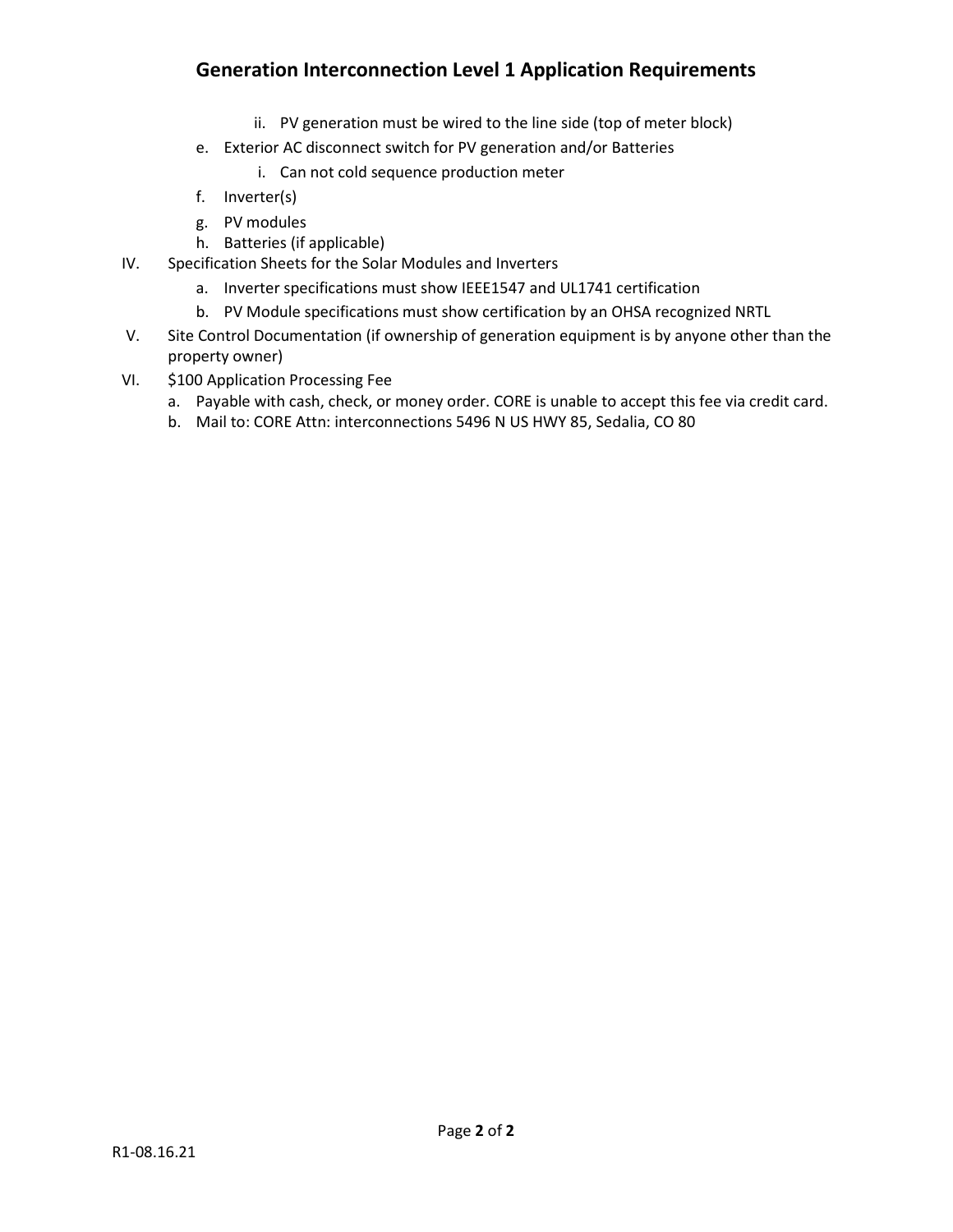# Generation Interconnection Level 1 Application Requirements

ii. PV generation must be wired to the line side (top of meter block)

e. Exterior AC disconnect switch for PV generation and/or Batteries

i. Can not cold sequence production meter

f. Inverter(s)

g. PV modules

h. Batteries (if applicable)

IV. Specification Sheets for the Solar Modules and Inverters

a. Inverter specifications must show IEEE1547 and UL1741 certification

b. PV Module specifications must show certification by an OHSA recognized NRTL

V. Site Control Documentation (if ownership of generation equipment is by anyone other than the property owner)

VI. $100 Application Processing Fee

a. Payable with cash, check, or money order. CORE is unable to accept this fee via credit card.

b. Mail to: CORE Attn: interconnections 5496 N US HWY 85, Sedalia, CO 80

R1-08.16.21